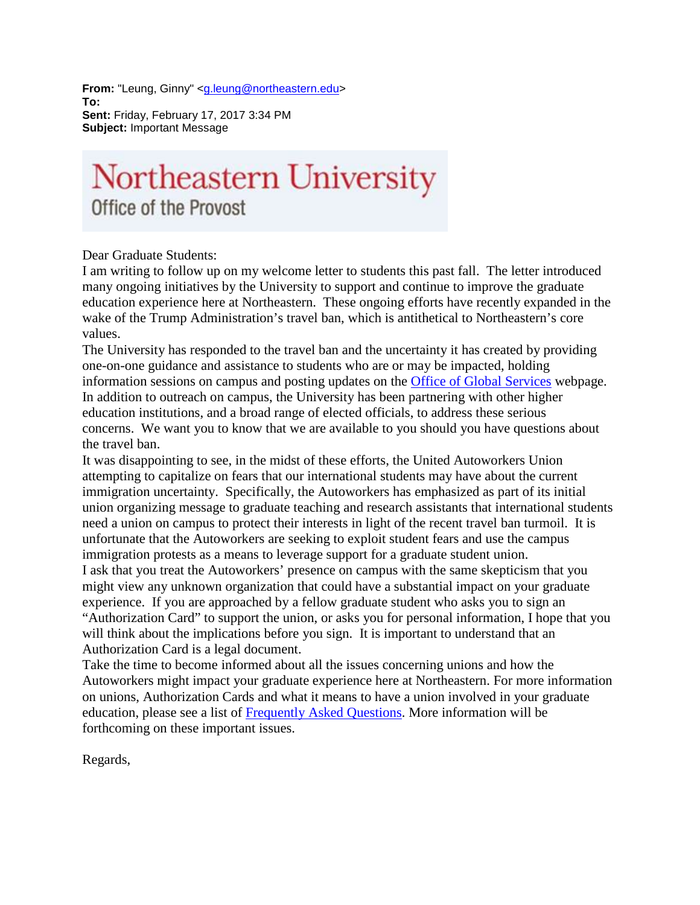**From:** "Leung, Ginny" <g.leung@northeastern.edu>
**To:**
**Sent:** Friday, February 17, 2017 3:34 PM
**Subject:** Important Message

# Northeastern University
## Office of the Provost

Dear Graduate Students:

I am writing to follow up on my welcome letter to students this past fall. The letter introduced many ongoing initiatives by the University to support and continue to improve the graduate education experience here at Northeastern. These ongoing efforts have recently expanded in the wake of the Trump Administration's travel ban, which is antithetical to Northeastern's core values.

The University has responded to the travel ban and the uncertainty it has created by providing one-on-one guidance and assistance to students who are or may be impacted, holding information sessions on campus and posting updates on the [Office of Global Services](#) webpage. In addition to outreach on campus, the University has been partnering with other higher education institutions, and a broad range of elected officials, to address these serious concerns. We want you to know that we are available to you should you have questions about the travel ban.

It was disappointing to see, in the midst of these efforts, the United Autoworkers Union attempting to capitalize on fears that our international students may have about the current immigration uncertainty. Specifically, the Autoworkers has emphasized as part of its initial union organizing message to graduate teaching and research assistants that international students need a union on campus to protect their interests in light of the recent travel ban turmoil. It is unfortunate that the Autoworkers are seeking to exploit student fears and use the campus immigration protests as a means to leverage support for a graduate student union.

I ask that you treat the Autoworkers' presence on campus with the same skepticism that you might view any unknown organization that could have a substantial impact on your graduate experience. If you are approached by a fellow graduate student who asks you to sign an "Authorization Card" to support the union, or asks you for personal information, I hope that you will think about the implications before you sign. It is important to understand that an Authorization Card is a legal document.

Take the time to become informed about all the issues concerning unions and how the Autoworkers might impact your graduate experience here at Northeastern. For more information on unions, Authorization Cards and what it means to have a union involved in your graduate education, please see a list of [Frequently Asked Questions](#). More information will be forthcoming on these important issues.

Regards,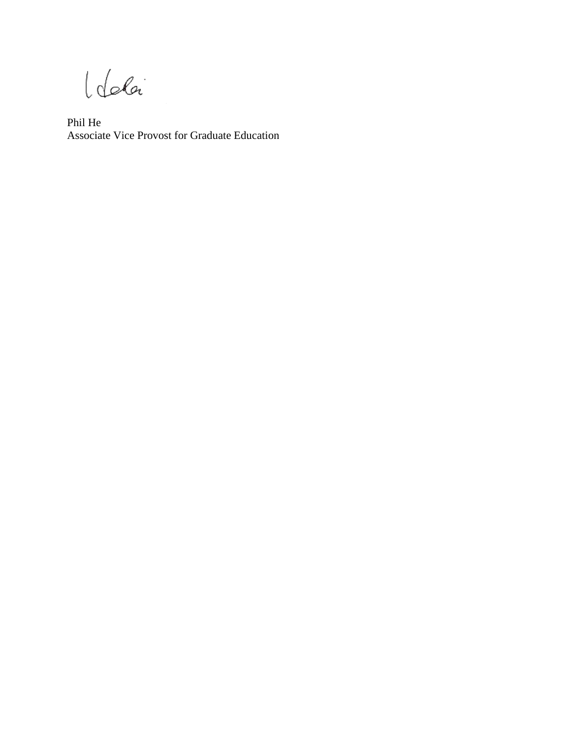Phil He
Associate Vice Provost for Graduate Education